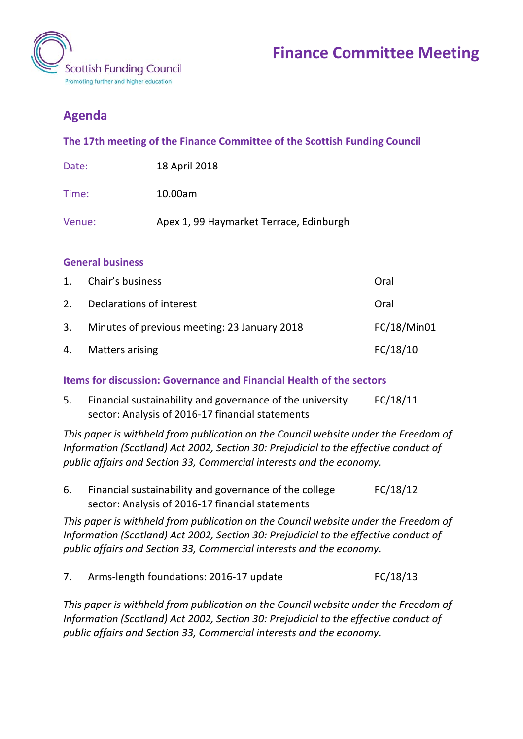Scottish Funding Council

Promoting further and higher education

# Finance Committee Meeting

## Agenda

### The 17th meeting of the Finance Committee of the Scottish Funding Council

| | |
|---|---|
| Date: | 18 April 2018 |
| Time: | 10.00am |
| Venue: | Apex 1, 99 Haymarket Terrace, Edinburgh |

### General business

| | | |
|---|---|---|
| 1. | Chair's business | Oral |
| 2. | Declarations of interest | Oral |
| 3. | Minutes of previous meeting: 23 January 2018 | FC/18/Min01 |
| 4. | Matters arising | FC/18/10 |

### Items for discussion: Governance and Financial Health of the sectors

5. Financial sustainability and governance of the university sector: Analysis of 2016-17 financial statements — FC/18/11

*This paper is withheld from publication on the Council website under the Freedom of Information (Scotland) Act 2002, Section 30: Prejudicial to the effective conduct of public affairs and Section 33, Commercial interests and the economy.*

6. Financial sustainability and governance of the college sector: Analysis of 2016-17 financial statements — FC/18/12

*This paper is withheld from publication on the Council website under the Freedom of Information (Scotland) Act 2002, Section 30: Prejudicial to the effective conduct of public affairs and Section 33, Commercial interests and the economy.*

7. Arms-length foundations: 2016-17 update — FC/18/13

*This paper is withheld from publication on the Council website under the Freedom of Information (Scotland) Act 2002, Section 30: Prejudicial to the effective conduct of public affairs and Section 33, Commercial interests and the economy.*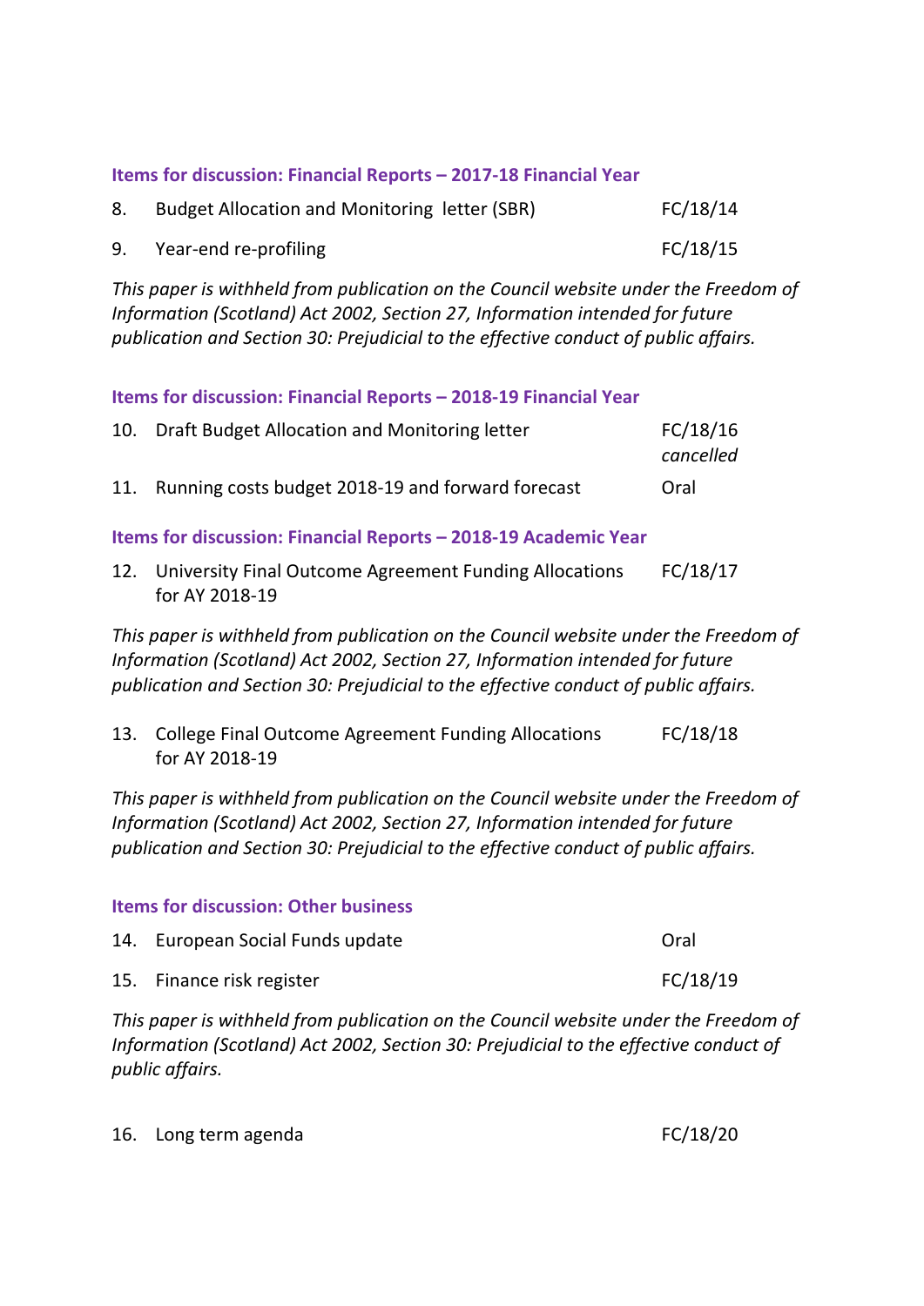### Items for discussion: Financial Reports – 2017-18 Financial Year

| | | |
|---|---|---|
| 8. | Budget Allocation and Monitoring letter (SBR) | FC/18/14 |
| 9. | Year-end re-profiling | FC/18/15 |

*This paper is withheld from publication on the Council website under the Freedom of Information (Scotland) Act 2002, Section 27, Information intended for future publication and Section 30: Prejudicial to the effective conduct of public affairs.*

### Items for discussion: Financial Reports – 2018-19 Financial Year

| | | |
|---|---|---|
| 10. | Draft Budget Allocation and Monitoring letter | FC/18/16 *cancelled* |
| 11. | Running costs budget 2018-19 and forward forecast | Oral |

### Items for discussion: Financial Reports – 2018-19 Academic Year

| | | |
|---|---|---|
| 12. | University Final Outcome Agreement Funding Allocations for AY 2018-19 | FC/18/17 |

*This paper is withheld from publication on the Council website under the Freedom of Information (Scotland) Act 2002, Section 27, Information intended for future publication and Section 30: Prejudicial to the effective conduct of public affairs.*

| | | |
|---|---|---|
| 13. | College Final Outcome Agreement Funding Allocations for AY 2018-19 | FC/18/18 |

*This paper is withheld from publication on the Council website under the Freedom of Information (Scotland) Act 2002, Section 27, Information intended for future publication and Section 30: Prejudicial to the effective conduct of public affairs.*

### Items for discussion: Other business

| | | |
|---|---|---|
| 14. | European Social Funds update | Oral |
| 15. | Finance risk register | FC/18/19 |

*This paper is withheld from publication on the Council website under the Freedom of Information (Scotland) Act 2002, Section 30: Prejudicial to the effective conduct of public affairs.*

| | | |
|---|---|---|
| 16. | Long term agenda | FC/18/20 |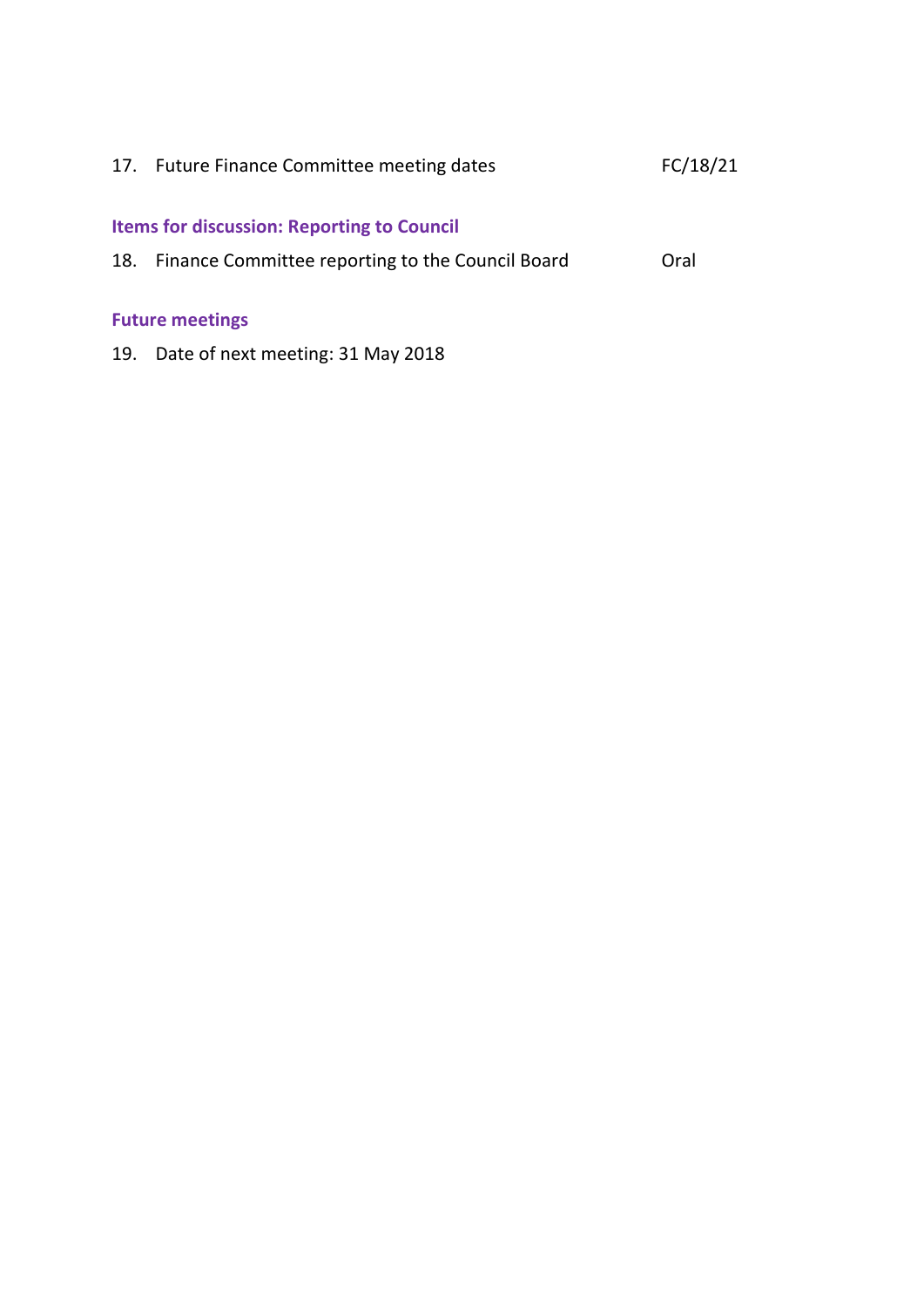| | | |
|---|---|---|
| 17. | Future Finance Committee meeting dates | FC/18/21 |

## Items for discussion: Reporting to Council

| | | |
|---|---|---|
| 18. | Finance Committee reporting to the Council Board | Oral |

## Future meetings

19. Date of next meeting: 31 May 2018